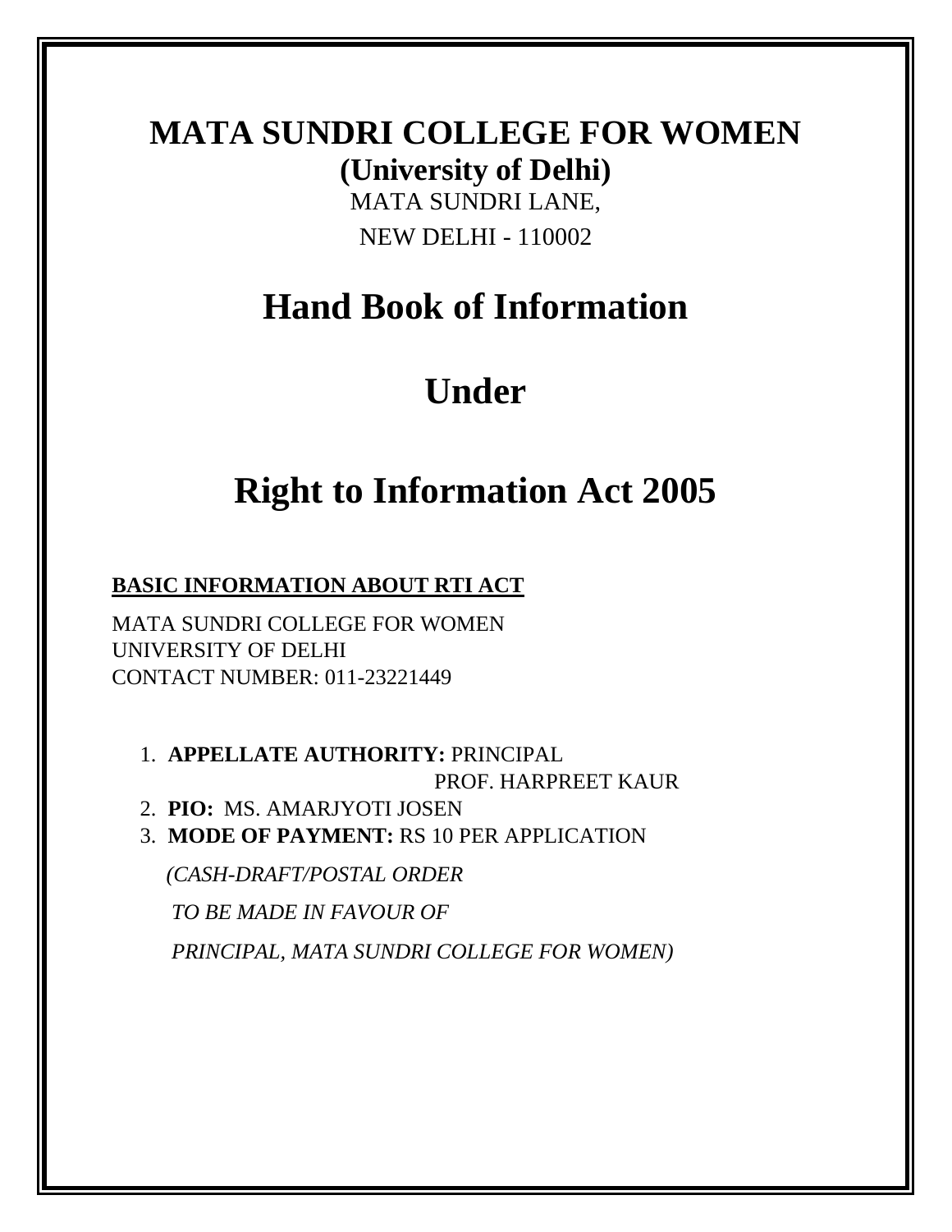# MATA SUNDRI COLLEGE FOR WOMEN

## (University of Delhi)

MATA SUNDRI LANE,

NEW DELHI - 110002

# Hand Book of Information

# Under

# Right to Information Act 2005

**BASIC INFORMATION ABOUT RTI ACT**

MATA SUNDRI COLLEGE FOR WOMEN
UNIVERSITY OF DELHI
CONTACT NUMBER: 011-23221449

1. **APPELLATE AUTHORITY:** PRINCIPAL
   PROF. HARPREET KAUR
2. **PIO:** MS. AMARJYOTI JOSEN
3. **MODE OF PAYMENT:** RS 10 PER APPLICATION

   *(CASH-DRAFT/POSTAL ORDER*

   *TO BE MADE IN FAVOUR OF*

   *PRINCIPAL, MATA SUNDRI COLLEGE FOR WOMEN)*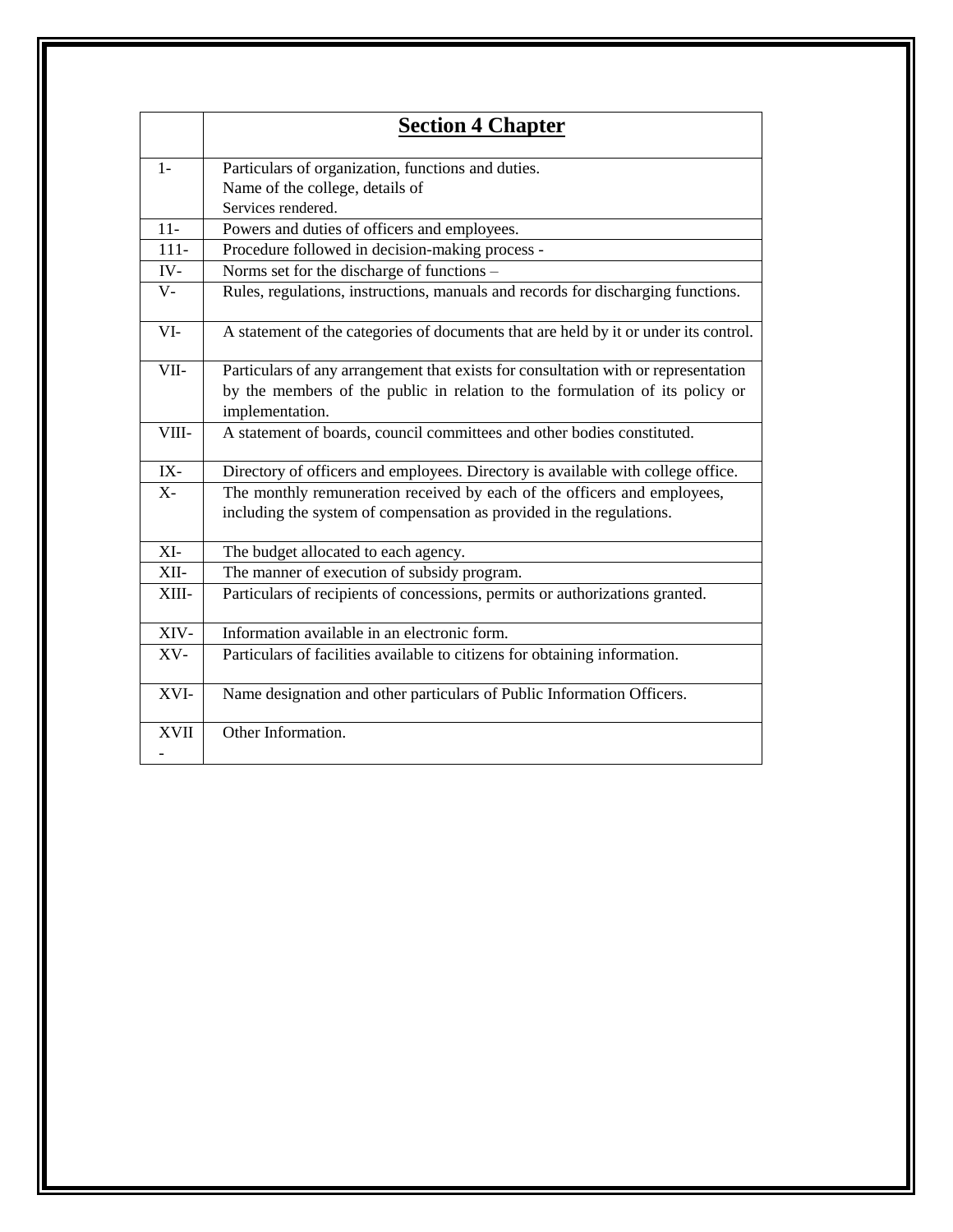|  | **Section 4 Chapter** |
|---|---|
| 1- | Particulars of organization, functions and duties.<br>Name of the college, details of<br>Services rendered. |
| 11- | Powers and duties of officers and employees. |
| 111- | Procedure followed in decision-making process - |
| IV- | Norms set for the discharge of functions – |
| V- | Rules, regulations, instructions, manuals and records for discharging functions. |
| VI- | A statement of the categories of documents that are held by it or under its control. |
| VII- | Particulars of any arrangement that exists for consultation with or representation by the members of the public in relation to the formulation of its policy or implementation. |
| VIII- | A statement of boards, council committees and other bodies constituted. |
| IX- | Directory of officers and employees. Directory is available with college office. |
| X- | The monthly remuneration received by each of the officers and employees, including the system of compensation as provided in the regulations. |
| XI- | The budget allocated to each agency. |
| XII- | The manner of execution of subsidy program. |
| XIII- | Particulars of recipients of concessions, permits or authorizations granted. |
| XIV- | Information available in an electronic form. |
| XV- | Particulars of facilities available to citizens for obtaining information. |
| XVI- | Name designation and other particulars of Public Information Officers. |
| XVII- | Other Information. |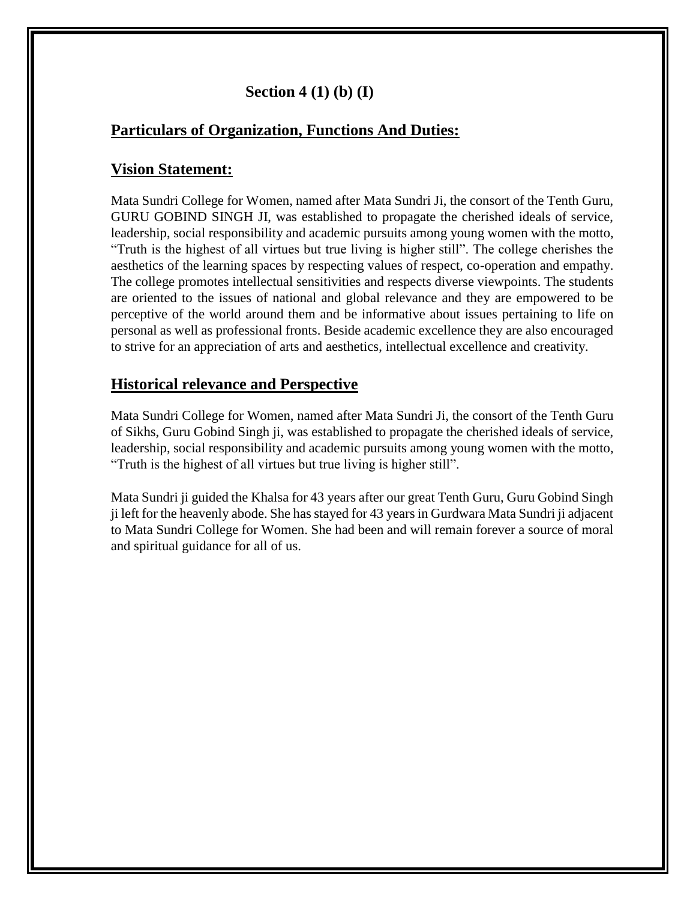## Section 4 (1) (b) (I)

## Particulars of Organization, Functions And Duties:

## Vision Statement:

Mata Sundri College for Women, named after Mata Sundri Ji, the consort of the Tenth Guru, GURU GOBIND SINGH JI, was established to propagate the cherished ideals of service, leadership, social responsibility and academic pursuits among young women with the motto, "Truth is the highest of all virtues but true living is higher still". The college cherishes the aesthetics of the learning spaces by respecting values of respect, co-operation and empathy. The college promotes intellectual sensitivities and respects diverse viewpoints. The students are oriented to the issues of national and global relevance and they are empowered to be perceptive of the world around them and be informative about issues pertaining to life on personal as well as professional fronts. Beside academic excellence they are also encouraged to strive for an appreciation of arts and aesthetics, intellectual excellence and creativity.

## Historical relevance and Perspective

Mata Sundri College for Women, named after Mata Sundri Ji, the consort of the Tenth Guru of Sikhs, Guru Gobind Singh ji, was established to propagate the cherished ideals of service, leadership, social responsibility and academic pursuits among young women with the motto, "Truth is the highest of all virtues but true living is higher still".

Mata Sundri ji guided the Khalsa for 43 years after our great Tenth Guru, Guru Gobind Singh ji left for the heavenly abode. She has stayed for 43 years in Gurdwara Mata Sundri ji adjacent to Mata Sundri College for Women. She had been and will remain forever a source of moral and spiritual guidance for all of us.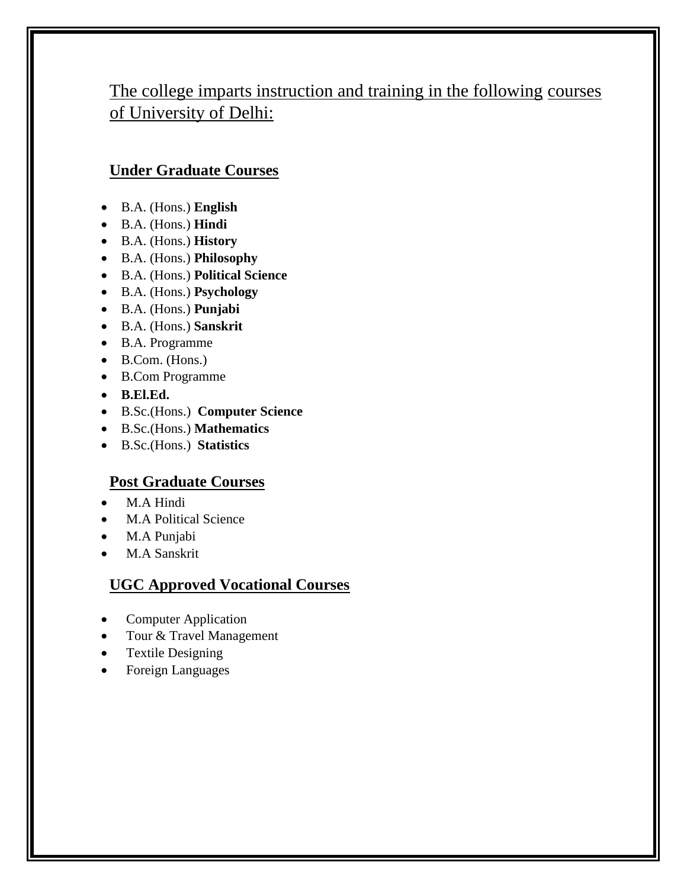The college imparts instruction and training in the following courses of University of Delhi:

## Under Graduate Courses

- B.A. (Hons.) **English**
- B.A. (Hons.) **Hindi**
- B.A. (Hons.) **History**
- B.A. (Hons.) **Philosophy**
- B.A. (Hons.) **Political Science**
- B.A. (Hons.) **Psychology**
- B.A. (Hons.) **Punjabi**
- B.A. (Hons.) **Sanskrit**
- B.A. Programme
- B.Com. (Hons.)
- B.Com Programme
- **B.El.Ed.**
- B.Sc.(Hons.) **Computer Science**
- B.Sc.(Hons.) **Mathematics**
- B.Sc.(Hons.) **Statistics**

## Post Graduate Courses

- M.A Hindi
- M.A Political Science
- M.A Punjabi
- M.A Sanskrit

## UGC Approved Vocational Courses

- Computer Application
- Tour & Travel Management
- Textile Designing
- Foreign Languages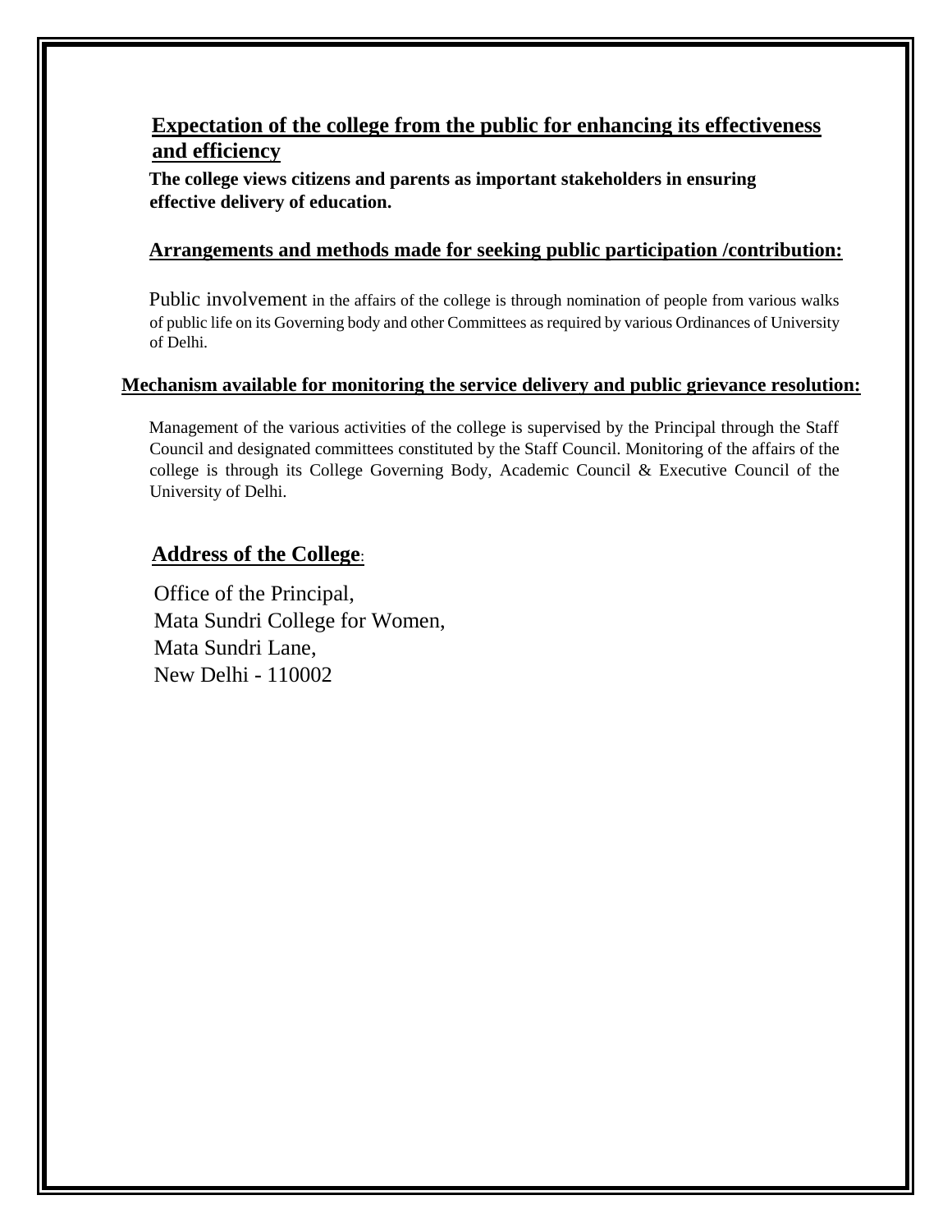## Expectation of the college from the public for enhancing its effectiveness and efficiency

**The college views citizens and parents as important stakeholders in ensuring effective delivery of education.**

## Arrangements and methods made for seeking public participation /contribution:

Public involvement in the affairs of the college is through nomination of people from various walks of public life on its Governing body and other Committees as required by various Ordinances of University of Delhi.

## Mechanism available for monitoring the service delivery and public grievance resolution:

Management of the various activities of the college is supervised by the Principal through the Staff Council and designated committees constituted by the Staff Council. Monitoring of the affairs of the college is through its College Governing Body, Academic Council & Executive Council of the University of Delhi.

## Address of the College:

Office of the Principal,
Mata Sundri College for Women,
Mata Sundri Lane,
New Delhi - 110002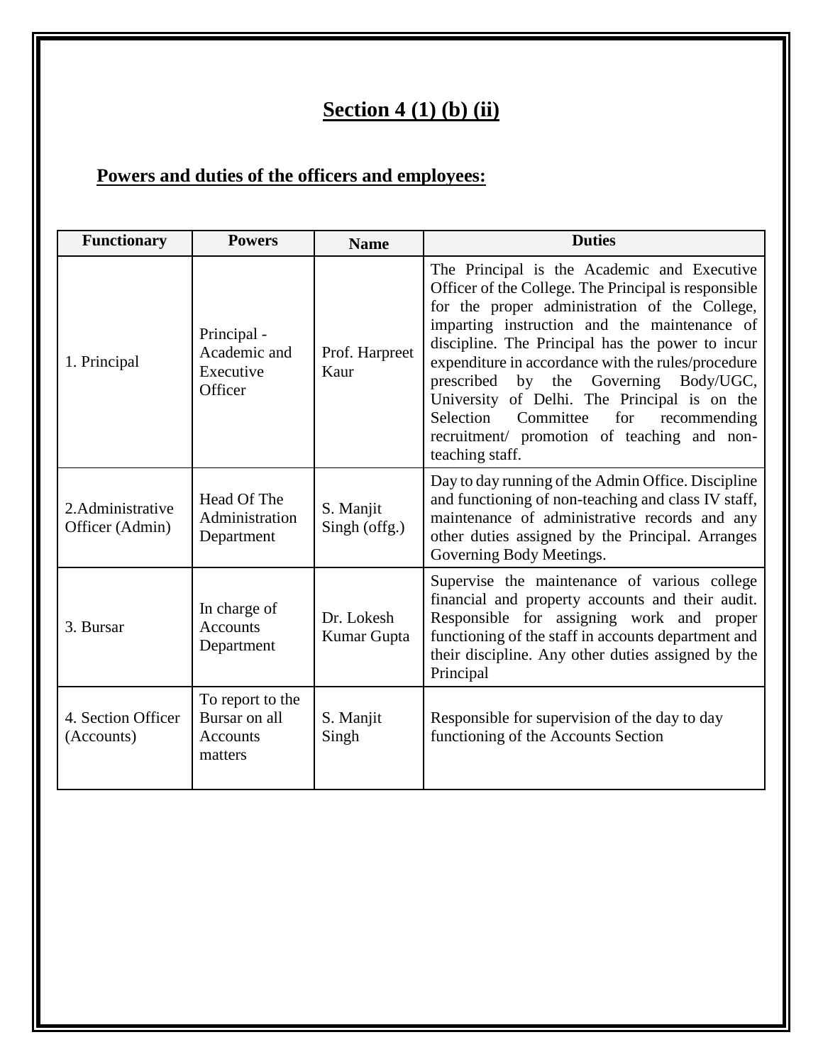## Section 4 (1) (b) (ii)

### Powers and duties of the officers and employees:

| Functionary | Powers | Name | Duties |
|---|---|---|---|
| 1. Principal | Principal - Academic and Executive Officer | Prof. Harpreet Kaur | The Principal is the Academic and Executive Officer of the College. The Principal is responsible for the proper administration of the College, imparting instruction and the maintenance of discipline. The Principal has the power to incur expenditure in accordance with the rules/procedure prescribed by the Governing Body/UGC, University of Delhi. The Principal is on the Selection Committee for recommending recruitment/ promotion of teaching and non-teaching staff. |
| 2.Administrative Officer (Admin) | Head Of The Administration Department | S. Manjit Singh (offg.) | Day to day running of the Admin Office. Discipline and functioning of non-teaching and class IV staff, maintenance of administrative records and any other duties assigned by the Principal. Arranges Governing Body Meetings. |
| 3. Bursar | In charge of Accounts Department | Dr. Lokesh Kumar Gupta | Supervise the maintenance of various college financial and property accounts and their audit. Responsible for assigning work and proper functioning of the staff in accounts department and their discipline. Any other duties assigned by the Principal |
| 4. Section Officer (Accounts) | To report to the Bursar on all Accounts matters | S. Manjit Singh | Responsible for supervision of the day to day functioning of the Accounts Section |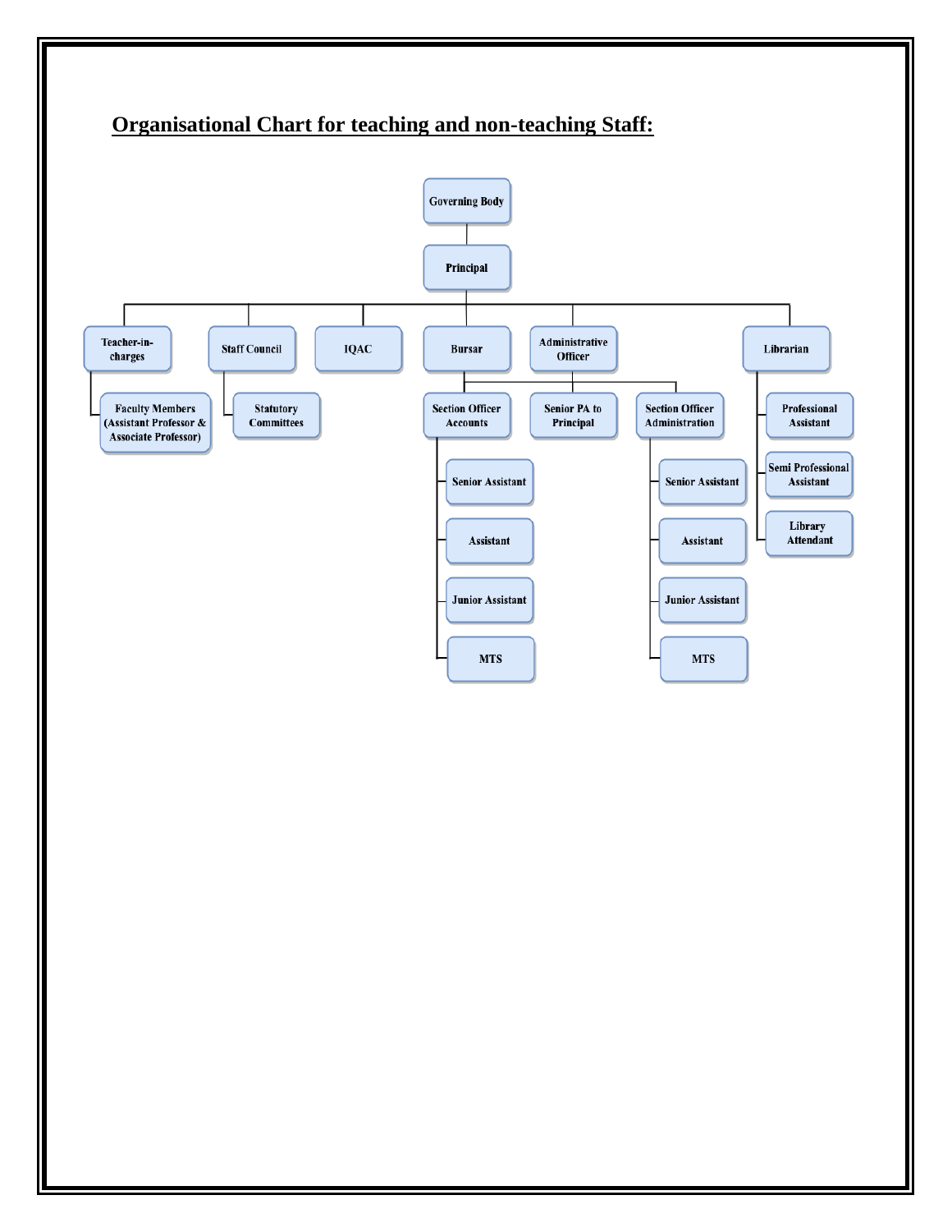## Organisational Chart for teaching and non-teaching Staff:

- Governing Body
  - Principal
    - Teacher-in-charges
      - Faculty Members (Assistant Professor & Associate Professor)
    - Staff Council
      - Statutory Committees
    - IQAC
    - Bursar
    - Administrative Officer
      - *(Bursar and Administrative Officer jointly connected to:)*
        - Section Officer Accounts
          - Senior Assistant
          - Assistant
          - Junior Assistant
          - MTS
        - Senior PA to Principal
        - Section Officer Administration
          - Senior Assistant
          - Assistant
          - Junior Assistant
          - MTS
    - Librarian
      - Professional Assistant
      - Semi Professional Assistant
      - Library Attendant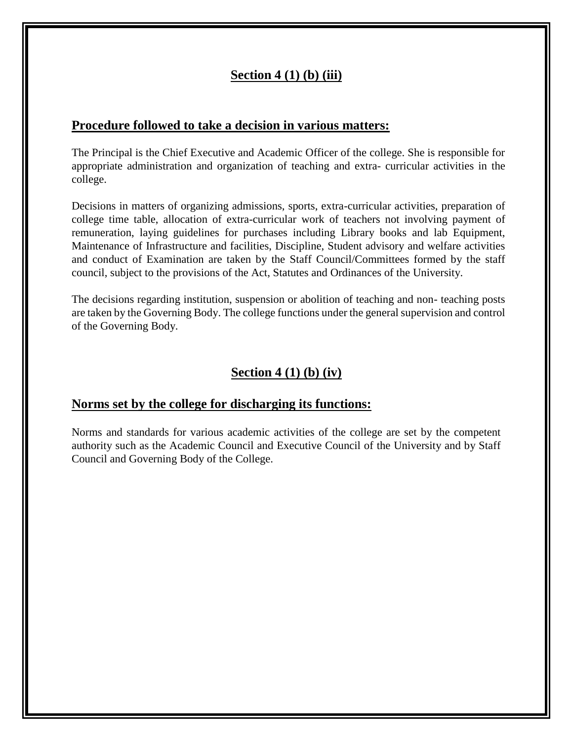## Section 4 (1) (b) (iii)

### Procedure followed to take a decision in various matters:

The Principal is the Chief Executive and Academic Officer of the college. She is responsible for appropriate administration and organization of teaching and extra- curricular activities in the college.

Decisions in matters of organizing admissions, sports, extra-curricular activities, preparation of college time table, allocation of extra-curricular work of teachers not involving payment of remuneration, laying guidelines for purchases including Library books and lab Equipment, Maintenance of Infrastructure and facilities, Discipline, Student advisory and welfare activities and conduct of Examination are taken by the Staff Council/Committees formed by the staff council, subject to the provisions of the Act, Statutes and Ordinances of the University.

The decisions regarding institution, suspension or abolition of teaching and non- teaching posts are taken by the Governing Body. The college functions under the general supervision and control of the Governing Body.

## Section 4 (1) (b) (iv)

### Norms set by the college for discharging its functions:

Norms and standards for various academic activities of the college are set by the competent authority such as the Academic Council and Executive Council of the University and by Staff Council and Governing Body of the College.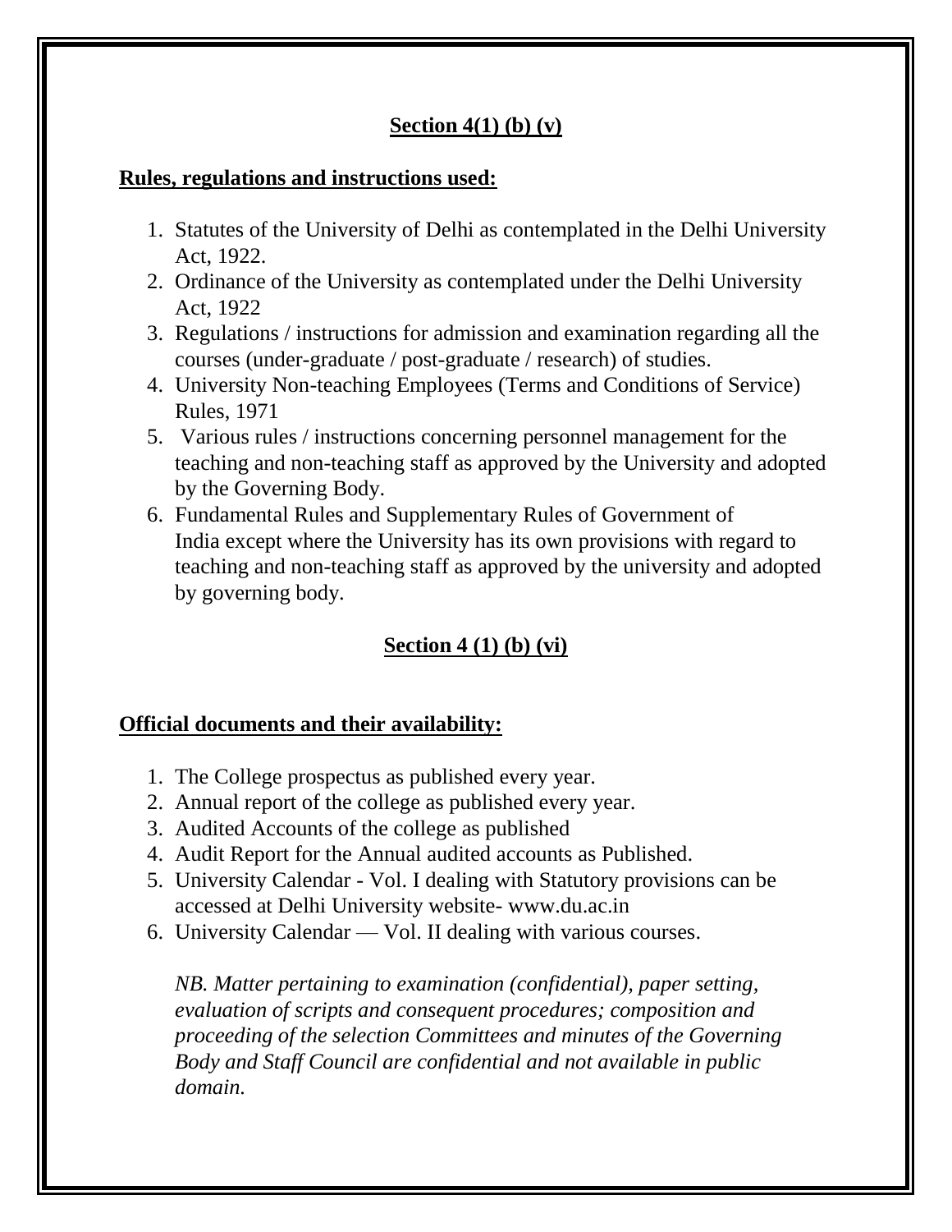## Section 4(1) (b) (v)

**Rules, regulations and instructions used:**

1. Statutes of the University of Delhi as contemplated in the Delhi University Act, 1922.
2. Ordinance of the University as contemplated under the Delhi University Act, 1922
3. Regulations / instructions for admission and examination regarding all the courses (under-graduate / post-graduate / research) of studies.
4. University Non-teaching Employees (Terms and Conditions of Service) Rules, 1971
5. Various rules / instructions concerning personnel management for the teaching and non-teaching staff as approved by the University and adopted by the Governing Body.
6. Fundamental Rules and Supplementary Rules of Government of India except where the University has its own provisions with regard to teaching and non-teaching staff as approved by the university and adopted by governing body.

## Section 4 (1) (b) (vi)

**Official documents and their availability:**

1. The College prospectus as published every year.
2. Annual report of the college as published every year.
3. Audited Accounts of the college as published
4. Audit Report for the Annual audited accounts as Published.
5. University Calendar - Vol. I dealing with Statutory provisions can be accessed at Delhi University website- www.du.ac.in
6. University Calendar — Vol. II dealing with various courses.

*NB. Matter pertaining to examination (confidential), paper setting, evaluation of scripts and consequent procedures; composition and proceeding of the selection Committees and minutes of the Governing Body and Staff Council are confidential and not available in public domain.*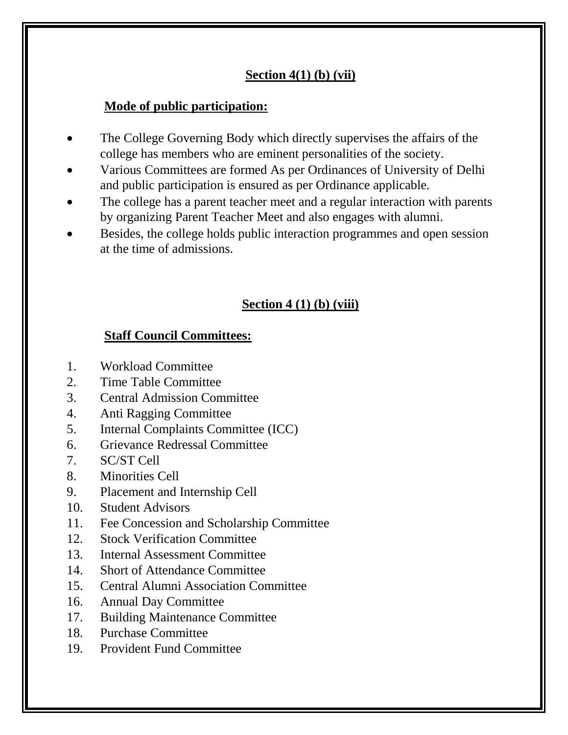## Section 4(1) (b) (vii)

### Mode of public participation:

- The College Governing Body which directly supervises the affairs of the college has members who are eminent personalities of the society.
- Various Committees are formed As per Ordinances of University of Delhi and public participation is ensured as per Ordinance applicable.
- The college has a parent teacher meet and a regular interaction with parents by organizing Parent Teacher Meet and also engages with alumni.
- Besides, the college holds public interaction programmes and open session at the time of admissions.

## Section 4 (1) (b) (viii)

### Staff Council Committees:

1. Workload Committee
2. Time Table Committee
3. Central Admission Committee
4. Anti Ragging Committee
5. Internal Complaints Committee (ICC)
6. Grievance Redressal Committee
7. SC/ST Cell
8. Minorities Cell
9. Placement and Internship Cell
10. Student Advisors
11. Fee Concession and Scholarship Committee
12. Stock Verification Committee
13. Internal Assessment Committee
14. Short of Attendance Committee
15. Central Alumni Association Committee
16. Annual Day Committee
17. Building Maintenance Committee
18. Purchase Committee
19. Provident Fund Committee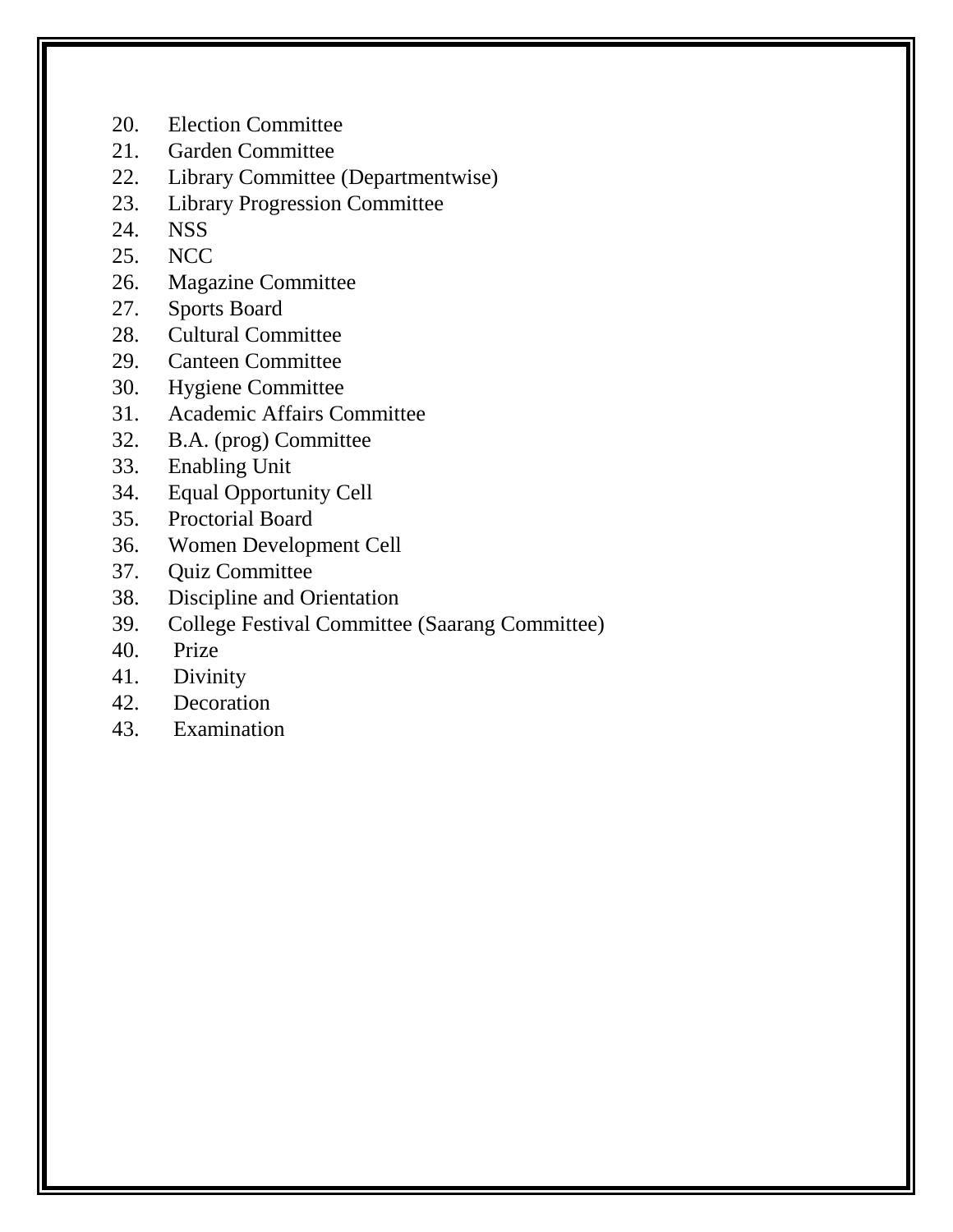20. Election Committee
21. Garden Committee
22. Library Committee (Departmentwise)
23. Library Progression Committee
24. NSS
25. NCC
26. Magazine Committee
27. Sports Board
28. Cultural Committee
29. Canteen Committee
30. Hygiene Committee
31. Academic Affairs Committee
32. B.A. (prog) Committee
33. Enabling Unit
34. Equal Opportunity Cell
35. Proctorial Board
36. Women Development Cell
37. Quiz Committee
38. Discipline and Orientation
39. College Festival Committee (Saarang Committee)
40. Prize
41. Divinity
42. Decoration
43. Examination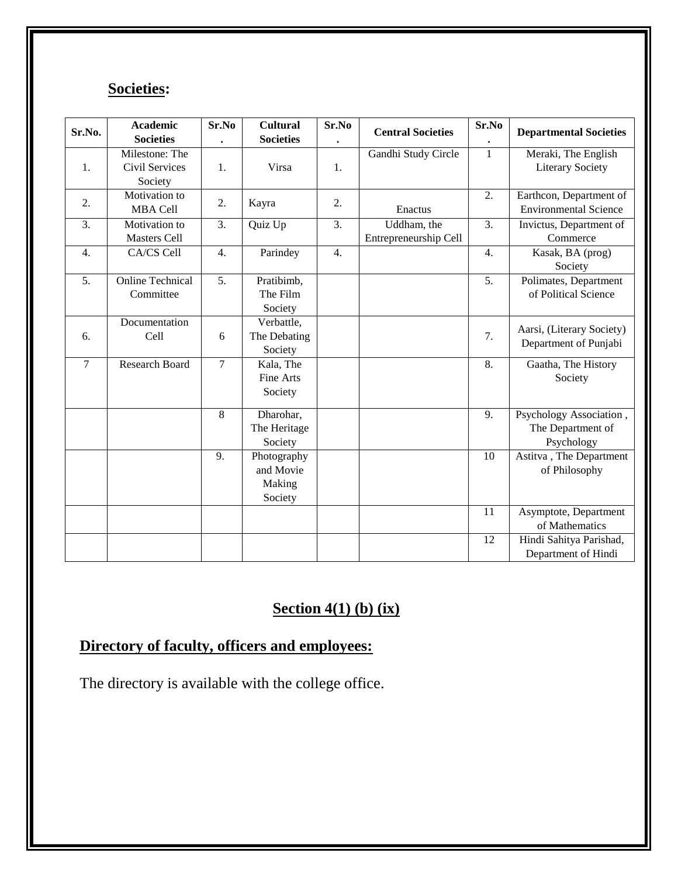## Societies:

| Sr.No. | Academic Societies | Sr.No. | Cultural Societies | Sr.No. | Central Societies | Sr.No. | Departmental Societies |
|---|---|---|---|---|---|---|---|
| 1. | Milestone: The Civil Services Society | 1. | Virsa | 1. | Gandhi Study Circle | 1 | Meraki, The English Literary Society |
| 2. | Motivation to MBA Cell | 2. | Kayra | 2. | Enactus | 2. | Earthcon, Department of Environmental Science |
| 3. | Motivation to Masters Cell | 3. | Quiz Up | 3. | Uddham, the Entrepreneurship Cell | 3. | Invictus, Department of Commerce |
| 4. | CA/CS Cell | 4. | Parindey | 4. | | 4. | Kasak, BA (prog) Society |
| 5. | Online Technical Committee | 5. | Pratibimb, The Film Society | | | 5. | Polimates, Department of Political Science |
| 6. | Documentation Cell | 6 | Verbattle, The Debating Society | | | 7. | Aarsi, (Literary Society) Department of Punjabi |
| 7 | Research Board | 7 | Kala, The Fine Arts Society | | | 8. | Gaatha, The History Society |
| | | 8 | Dharohar, The Heritage Society | | | 9. | Psychology Association , The Department of Psychology |
| | | 9. | Photography and Movie Making Society | | | 10 | Astitva , The Department of Philosophy |
| | | | | | | 11 | Asymptote, Department of Mathematics |
| | | | | | | 12 | Hindi Sahitya Parishad, Department of Hindi |

## Section 4(1) (b) (ix)

## Directory of faculty, officers and employees:

The directory is available with the college office.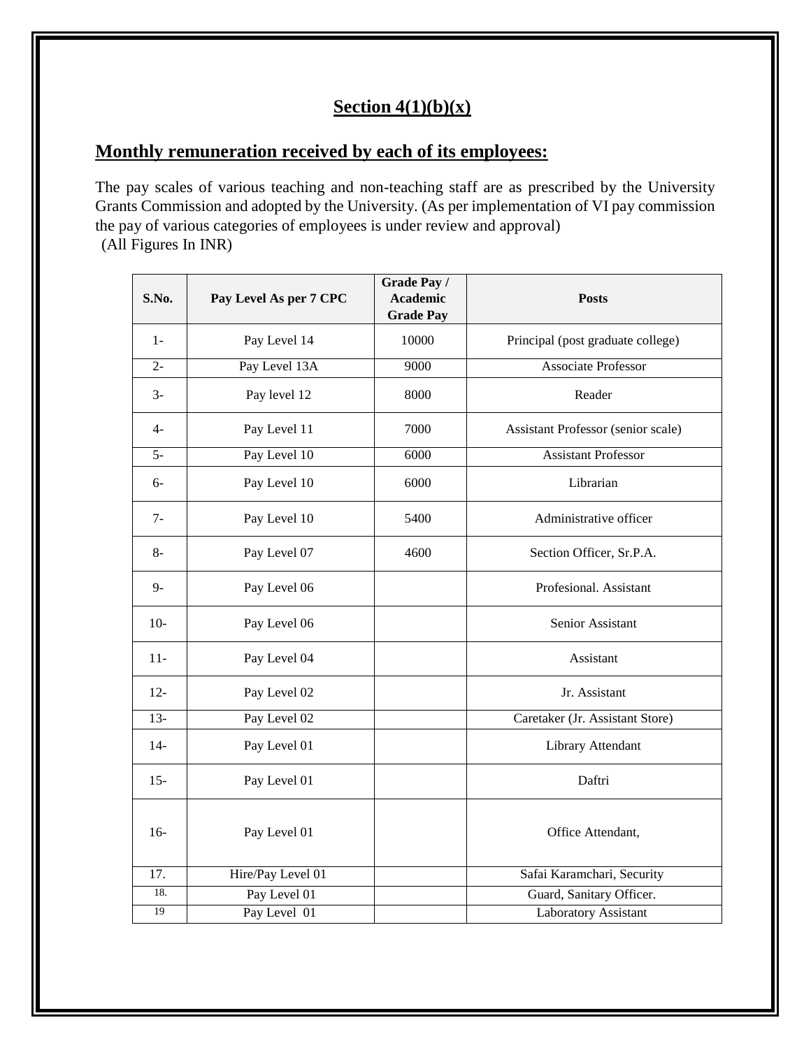## Section 4(1)(b)(x)

## Monthly remuneration received by each of its employees:

The pay scales of various teaching and non-teaching staff are as prescribed by the University Grants Commission and adopted by the University. (As per implementation of VI pay commission the pay of various categories of employees is under review and approval)
(All Figures In INR)

| S.No. | Pay Level As per 7 CPC | Grade Pay / Academic Grade Pay | Posts |
|---|---|---|---|
| 1- | Pay Level 14 | 10000 | Principal (post graduate college) |
| 2- | Pay Level 13A | 9000 | Associate Professor |
| 3- | Pay level 12 | 8000 | Reader |
| 4- | Pay Level 11 | 7000 | Assistant Professor (senior scale) |
| 5- | Pay Level 10 | 6000 | Assistant Professor |
| 6- | Pay Level 10 | 6000 | Librarian |
| 7- | Pay Level 10 | 5400 | Administrative officer |
| 8- | Pay Level 07 | 4600 | Section Officer, Sr.P.A. |
| 9- | Pay Level 06 | | Profesional. Assistant |
| 10- | Pay Level 06 | | Senior Assistant |
| 11- | Pay Level 04 | | Assistant |
| 12- | Pay Level 02 | | Jr. Assistant |
| 13- | Pay Level 02 | | Caretaker (Jr. Assistant Store) |
| 14- | Pay Level 01 | | Library Attendant |
| 15- | Pay Level 01 | | Daftri |
| 16- | Pay Level 01 | | Office Attendant, |
| 17. | Hire/Pay Level 01 | | Safai Karamchari, Security |
| 18. | Pay Level 01 | | Guard, Sanitary Officer. |
| 19 | Pay Level 01 | | Laboratory Assistant |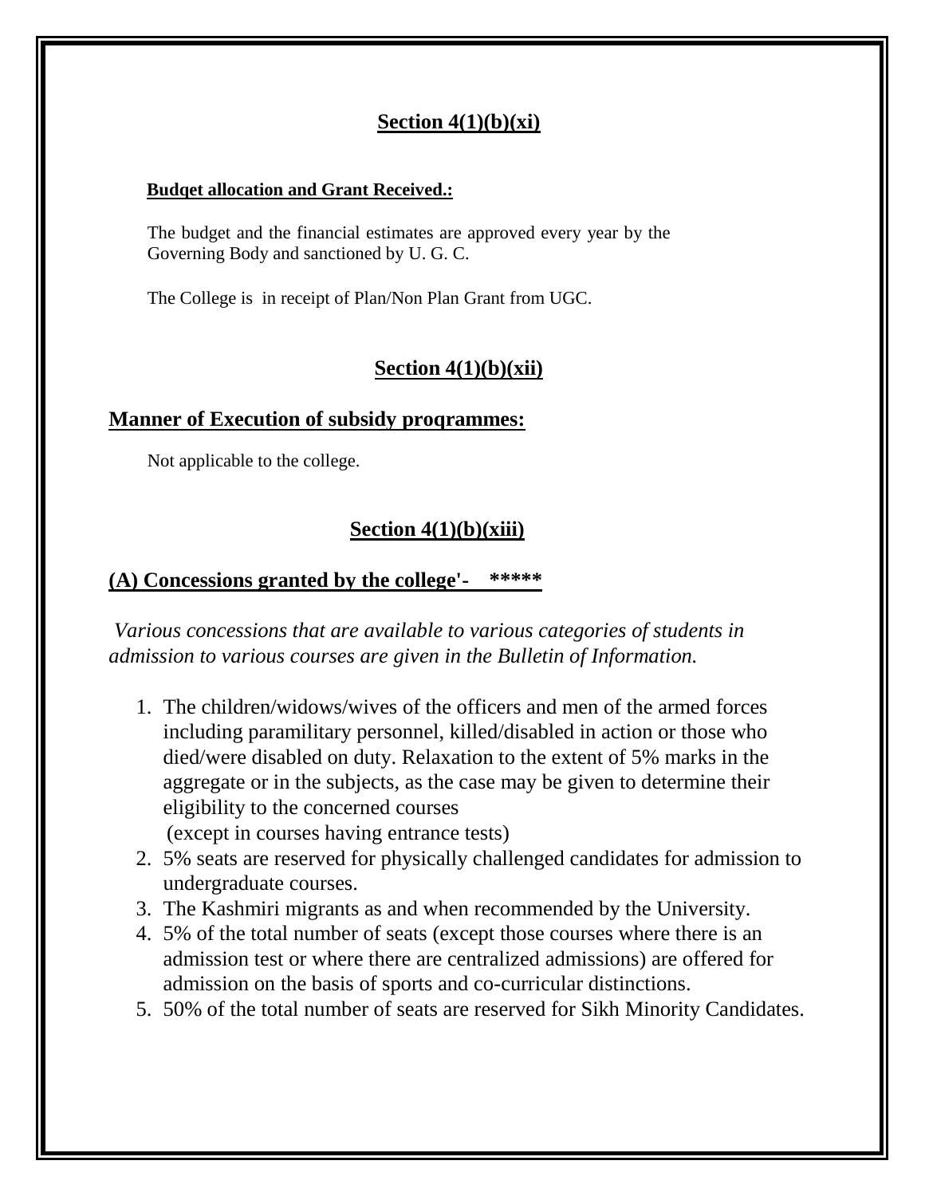## Section 4(1)(b)(xi)

**Budqet allocation and Grant Received.:**

The budget and the financial estimates are approved every year by the Governing Body and sanctioned by U. G. C.

The College is in receipt of Plan/Non Plan Grant from UGC.

## Section 4(1)(b)(xii)

### Manner of Execution of subsidy proqrammes:

Not applicable to the college.

## Section 4(1)(b)(xiii)

### (A) Concessions granted by the college'- *****

*Various concessions that are available to various categories of students in admission to various courses are given in the Bulletin of Information.*

1. The children/widows/wives of the officers and men of the armed forces including paramilitary personnel, killed/disabled in action or those who died/were disabled on duty. Relaxation to the extent of 5% marks in the aggregate or in the subjects, as the case may be given to determine their eligibility to the concerned courses
   (except in courses having entrance tests)
2. 5% seats are reserved for physically challenged candidates for admission to undergraduate courses.
3. The Kashmiri migrants as and when recommended by the University.
4. 5% of the total number of seats (except those courses where there is an admission test or where there are centralized admissions) are offered for admission on the basis of sports and co-curricular distinctions.
5. 50% of the total number of seats are reserved for Sikh Minority Candidates.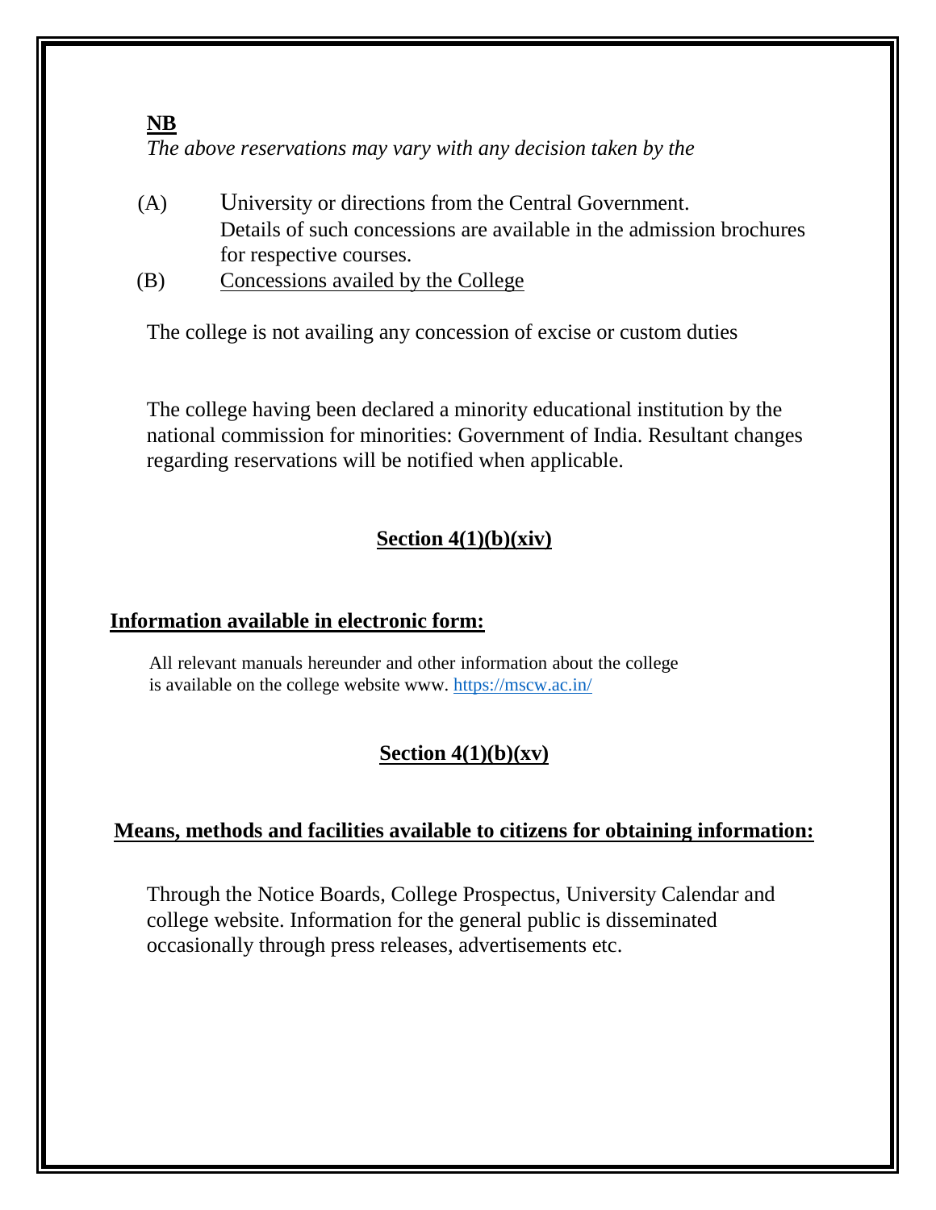**NB**

*The above reservations may vary with any decision taken by the*

(A) University or directions from the Central Government. Details of such concessions are available in the admission brochures for respective courses.

(B) Concessions availed by the College

The college is not availing any concession of excise or custom duties

The college having been declared a minority educational institution by the national commission for minorities: Government of India. Resultant changes regarding reservations will be notified when applicable.

## Section 4(1)(b)(xiv)

### Information available in electronic form:

All relevant manuals hereunder and other information about the college is available on the college website www. https://mscw.ac.in/

## Section 4(1)(b)(xv)

### Means, methods and facilities available to citizens for obtaining information:

Through the Notice Boards, College Prospectus, University Calendar and college website. Information for the general public is disseminated occasionally through press releases, advertisements etc.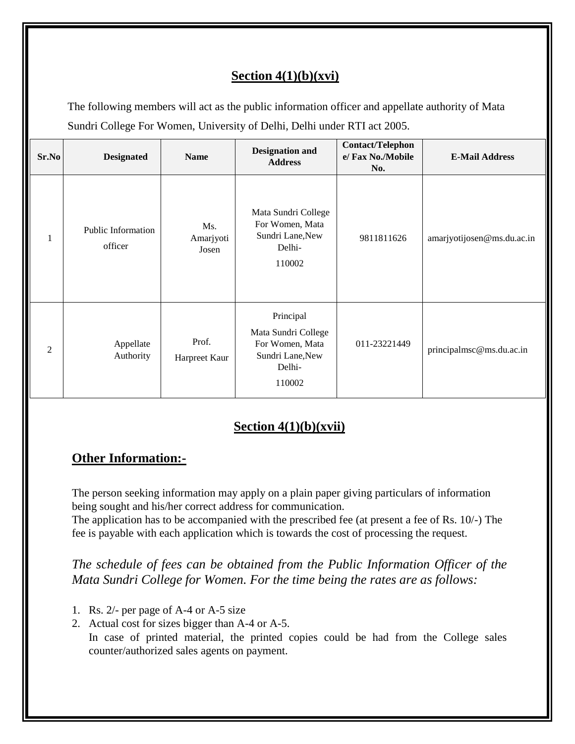## Section 4(1)(b)(xvi)

The following members will act as the public information officer and appellate authority of Mata Sundri College For Women, University of Delhi, Delhi under RTI act 2005.

| Sr.No | Designated | Name | Designation and Address | Contact/Telephone/ Fax No./Mobile No. | E-Mail Address |
|---|---|---|---|---|---|
| 1 | Public Information officer | Ms. Amarjyoti Josen | Mata Sundri College For Women, Mata Sundri Lane,New Delhi- 110002 | 9811811626 | amarjyotijosen@ms.du.ac.in |
| 2 | Appellate Authority | Prof. Harpreet Kaur | Principal Mata Sundri College For Women, Mata Sundri Lane,New Delhi- 110002 | 011-23221449 | principalmsc@ms.du.ac.in |

## Section 4(1)(b)(xvii)

### Other Information:-

The person seeking information may apply on a plain paper giving particulars of information being sought and his/her correct address for communication.
The application has to be accompanied with the prescribed fee (at present a fee of Rs. 10/-) The fee is payable with each application which is towards the cost of processing the request.

*The schedule of fees can be obtained from the Public Information Officer of the Mata Sundri College for Women. For the time being the rates are as follows:*

1. Rs. 2/- per page of A-4 or A-5 size
2. Actual cost for sizes bigger than A-4 or A-5.
   In case of printed material, the printed copies could be had from the College sales counter/authorized sales agents on payment.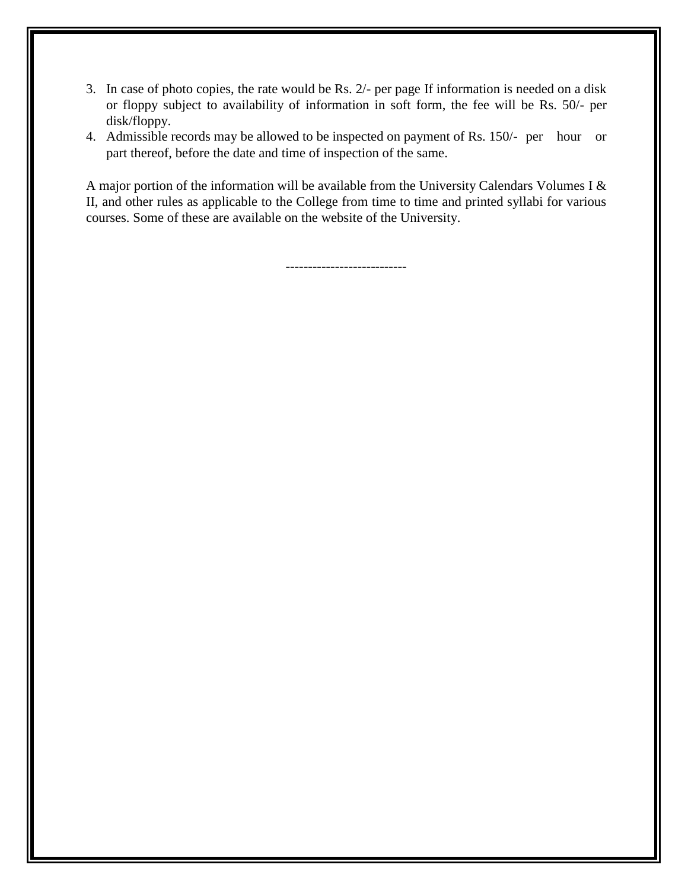3. In case of photo copies, the rate would be Rs. 2/- per page If information is needed on a disk or floppy subject to availability of information in soft form, the fee will be Rs. 50/- per disk/floppy.
4. Admissible records may be allowed to be inspected on payment of Rs. 150/- per hour or part thereof, before the date and time of inspection of the same.

A major portion of the information will be available from the University Calendars Volumes I & II, and other rules as applicable to the College from time to time and printed syllabi for various courses. Some of these are available on the website of the University.

---------------------------